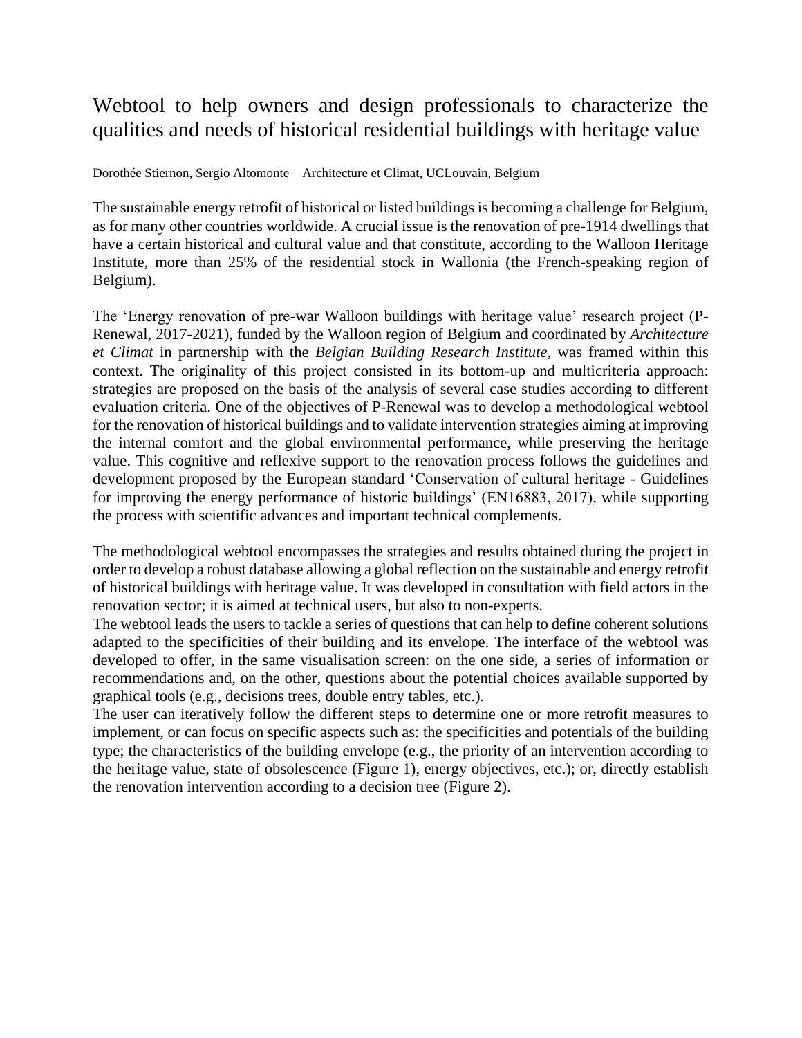# Webtool to help owners and design professionals to characterize the qualities and needs of historical residential buildings with heritage value

Dorothée Stiernon, Sergio Altomonte – Architecture et Climat, UCLouvain, Belgium

The sustainable energy retrofit of historical or listed buildings is becoming a challenge for Belgium, as for many other countries worldwide. A crucial issue is the renovation of pre-1914 dwellings that have a certain historical and cultural value and that constitute, according to the Walloon Heritage Institute, more than 25% of the residential stock in Wallonia (the French-speaking region of Belgium).

The 'Energy renovation of pre-war Walloon buildings with heritage value' research project (P-Renewal, 2017-2021), funded by the Walloon region of Belgium and coordinated by *Architecture et Climat* in partnership with the *Belgian Building Research Institute*, was framed within this context. The originality of this project consisted in its bottom-up and multicriteria approach: strategies are proposed on the basis of the analysis of several case studies according to different evaluation criteria. One of the objectives of P-Renewal was to develop a methodological webtool for the renovation of historical buildings and to validate intervention strategies aiming at improving the internal comfort and the global environmental performance, while preserving the heritage value. This cognitive and reflexive support to the renovation process follows the guidelines and development proposed by the European standard 'Conservation of cultural heritage - Guidelines for improving the energy performance of historic buildings' (EN16883, 2017), while supporting the process with scientific advances and important technical complements.

The methodological webtool encompasses the strategies and results obtained during the project in order to develop a robust database allowing a global reflection on the sustainable and energy retrofit of historical buildings with heritage value. It was developed in consultation with field actors in the renovation sector; it is aimed at technical users, but also to non-experts.

The webtool leads the users to tackle a series of questions that can help to define coherent solutions adapted to the specificities of their building and its envelope. The interface of the webtool was developed to offer, in the same visualisation screen: on the one side, a series of information or recommendations and, on the other, questions about the potential choices available supported by graphical tools (e.g., decisions trees, double entry tables, etc.).

The user can iteratively follow the different steps to determine one or more retrofit measures to implement, or can focus on specific aspects such as: the specificities and potentials of the building type; the characteristics of the building envelope (e.g., the priority of an intervention according to the heritage value, state of obsolescence (Figure 1), energy objectives, etc.); or, directly establish the renovation intervention according to a decision tree (Figure 2).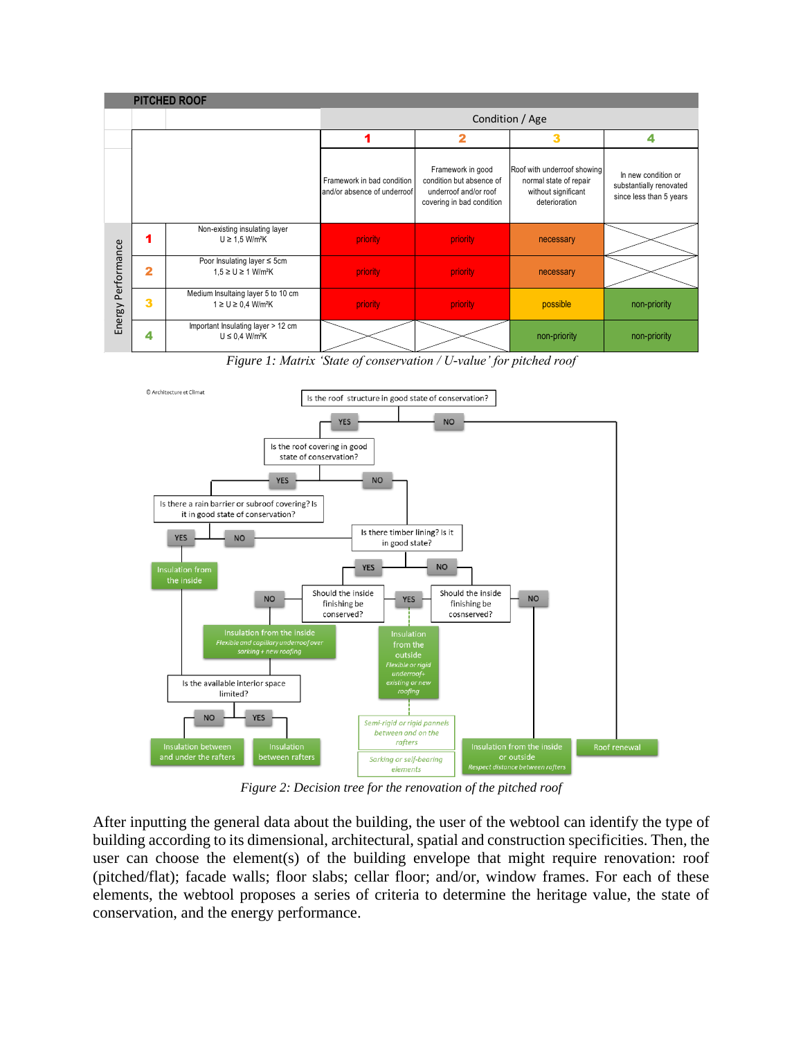| PITCHED ROOF | | | | | | |
|---|---|---|---|---|---|---|
| | | | Condition / Age | | | |
| | | | 1 | 2 | 3 | 4 |
| | | | Framework in bad condition and/or absence of underroof | Framework in good condition but absence of underroof and/or roof covering in bad condition | Roof with underroof showing normal state of repair without significant deterioration | In new condition or substantially renovated since less than 5 years |
| Energy Performance | 1 | Non-existing insulating layer $U \geq 1{,}5$ W/m²K | priority | priority | necessary | |
| | 2 | Poor Insulating layer ≤ 5cm $1{,}5 \geq U \geq 1$ W/m²K | priority | priority | necessary | |
| | 3 | Medium Insultaing layer 5 to 10 cm $1 \geq U \geq 0{,}4$ W/m²K | priority | priority | possible | non-priority |
| | 4 | Important Insulating layer > 12 cm $U \leq 0{,}4$ W/m²K | | | non-priority | non-priority |

*Figure 1: Matrix 'State of conservation / U-value' for pitched roof*

© Architecture et Climat

- Is the roof structure in good state of conservation?
  - NO → Roof renewal
  - YES → Is the roof covering in good state of conservation?
    - YES → Is there a rain barrier or subroof covering? Is it in good state of conservation?
      - YES → Insulation from the inside → Is the available interior space limited?
        - NO → Insulation between and under the rafters
        - YES → Insulation between rafters
      - NO → Is there timber lining? Is it in good state?
    - NO → Is there timber lining? Is it in good state?
      - YES → Should the inside finishing be conserved?
        - NO → Insulation from the inside (*Flexible and capillary underroof over sarking + new roofing*) → Is the available interior space limited?
        - YES → Insulation from the outside (*Flexible or rigid underroof + existing or new roofing*) → *Semi-rigid or rigid pannels between and on the rafters* / *Sarking or self-bearing elements*
      - NO → Should the inside finishing be cosnserved?
        - YES → Insulation from the outside
        - NO → Insulation from the inside or outside (*Respect distance between rafters*)

*Figure 2: Decision tree for the renovation of the pitched roof*

After inputting the general data about the building, the user of the webtool can identify the type of building according to its dimensional, architectural, spatial and construction specificities. Then, the user can choose the element(s) of the building envelope that might require renovation: roof (pitched/flat); facade walls; floor slabs; cellar floor; and/or, window frames. For each of these elements, the webtool proposes a series of criteria to determine the heritage value, the state of conservation, and the energy performance.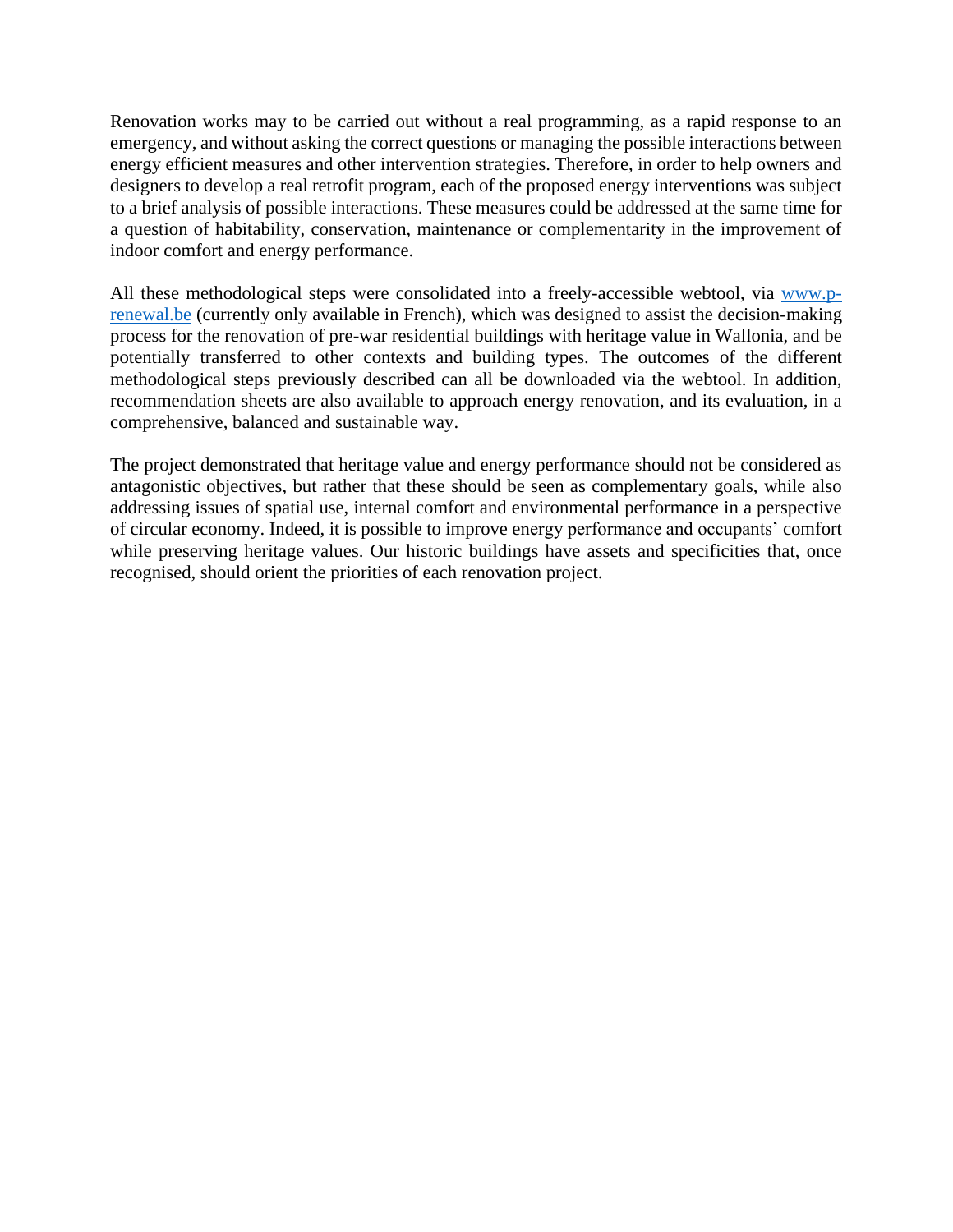Renovation works may to be carried out without a real programming, as a rapid response to an emergency, and without asking the correct questions or managing the possible interactions between energy efficient measures and other intervention strategies. Therefore, in order to help owners and designers to develop a real retrofit program, each of the proposed energy interventions was subject to a brief analysis of possible interactions. These measures could be addressed at the same time for a question of habitability, conservation, maintenance or complementarity in the improvement of indoor comfort and energy performance.

All these methodological steps were consolidated into a freely-accessible webtool, via [www.p-renewal.be](http://www.p-renewal.be) (currently only available in French), which was designed to assist the decision-making process for the renovation of pre-war residential buildings with heritage value in Wallonia, and be potentially transferred to other contexts and building types. The outcomes of the different methodological steps previously described can all be downloaded via the webtool. In addition, recommendation sheets are also available to approach energy renovation, and its evaluation, in a comprehensive, balanced and sustainable way.

The project demonstrated that heritage value and energy performance should not be considered as antagonistic objectives, but rather that these should be seen as complementary goals, while also addressing issues of spatial use, internal comfort and environmental performance in a perspective of circular economy. Indeed, it is possible to improve energy performance and occupants' comfort while preserving heritage values. Our historic buildings have assets and specificities that, once recognised, should orient the priorities of each renovation project.